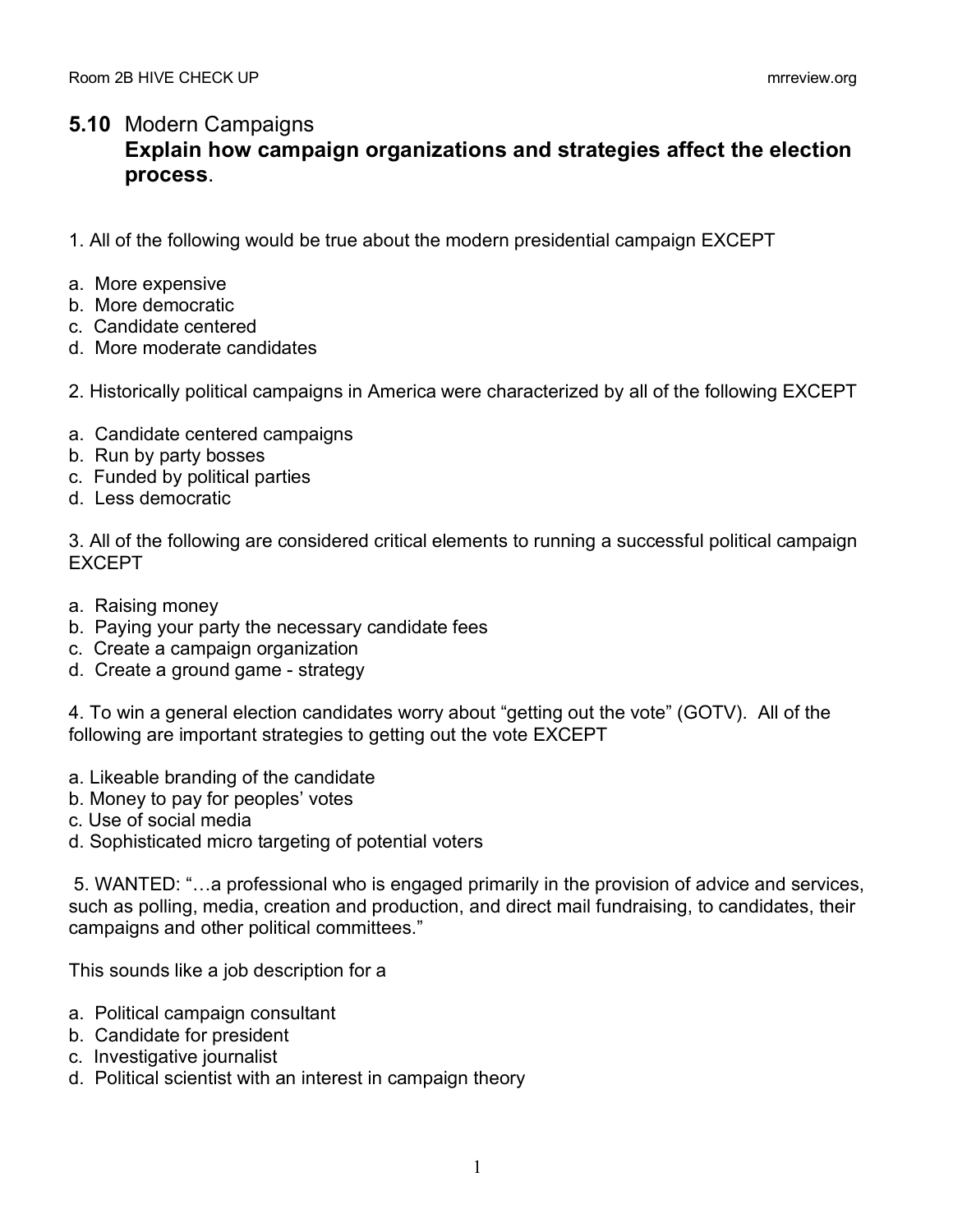## **5.10** Modern Campaigns
### **Explain how campaign organizations and strategies affect the election process**.

1. All of the following would be true about the modern presidential campaign EXCEPT

a. More expensive
b. More democratic
c. Candidate centered
d. More moderate candidates

2. Historically political campaigns in America were characterized by all of the following EXCEPT

a. Candidate centered campaigns
b. Run by party bosses
c. Funded by political parties
d. Less democratic

3. All of the following are considered critical elements to running a successful political campaign EXCEPT

a. Raising money
b. Paying your party the necessary candidate fees
c. Create a campaign organization
d. Create a ground game - strategy

4. To win a general election candidates worry about "getting out the vote" (GOTV). All of the following are important strategies to getting out the vote EXCEPT

a. Likeable branding of the candidate
b. Money to pay for peoples' votes
c. Use of social media
d. Sophisticated micro targeting of potential voters

5. WANTED: "…a professional who is engaged primarily in the provision of advice and services, such as polling, media, creation and production, and direct mail fundraising, to candidates, their campaigns and other political committees."

This sounds like a job description for a

a. Political campaign consultant
b. Candidate for president
c. Investigative journalist
d. Political scientist with an interest in campaign theory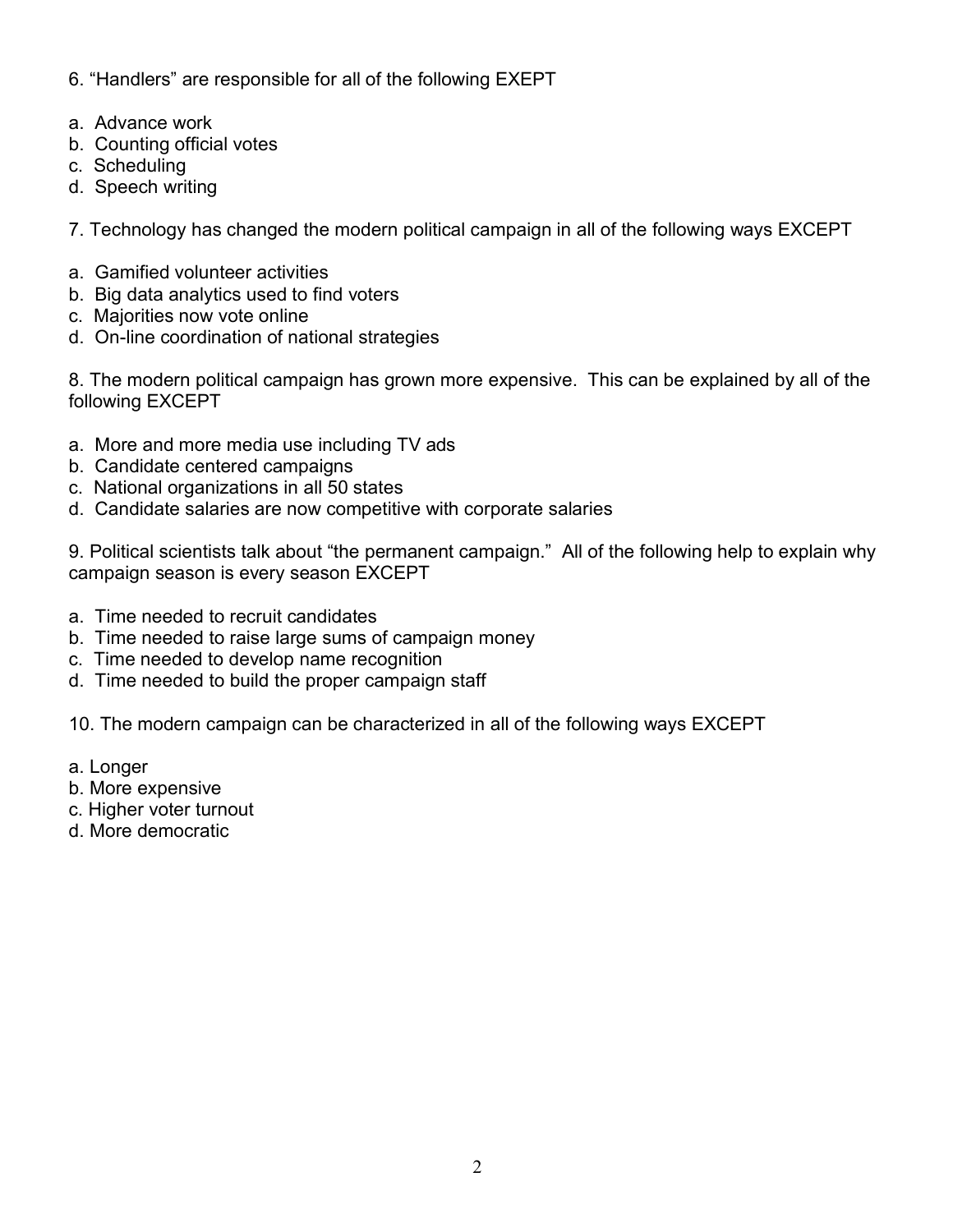6. “Handlers” are responsible for all of the following EXEPT

a. Advance work
b. Counting official votes
c. Scheduling
d. Speech writing

7. Technology has changed the modern political campaign in all of the following ways EXCEPT

a. Gamified volunteer activities
b. Big data analytics used to find voters
c. Majorities now vote online
d. On-line coordination of national strategies

8. The modern political campaign has grown more expensive. This can be explained by all of the following EXCEPT

a. More and more media use including TV ads
b. Candidate centered campaigns
c. National organizations in all 50 states
d. Candidate salaries are now competitive with corporate salaries

9. Political scientists talk about “the permanent campaign.” All of the following help to explain why campaign season is every season EXCEPT

a. Time needed to recruit candidates
b. Time needed to raise large sums of campaign money
c. Time needed to develop name recognition
d. Time needed to build the proper campaign staff

10. The modern campaign can be characterized in all of the following ways EXCEPT

a. Longer
b. More expensive
c. Higher voter turnout
d. More democratic